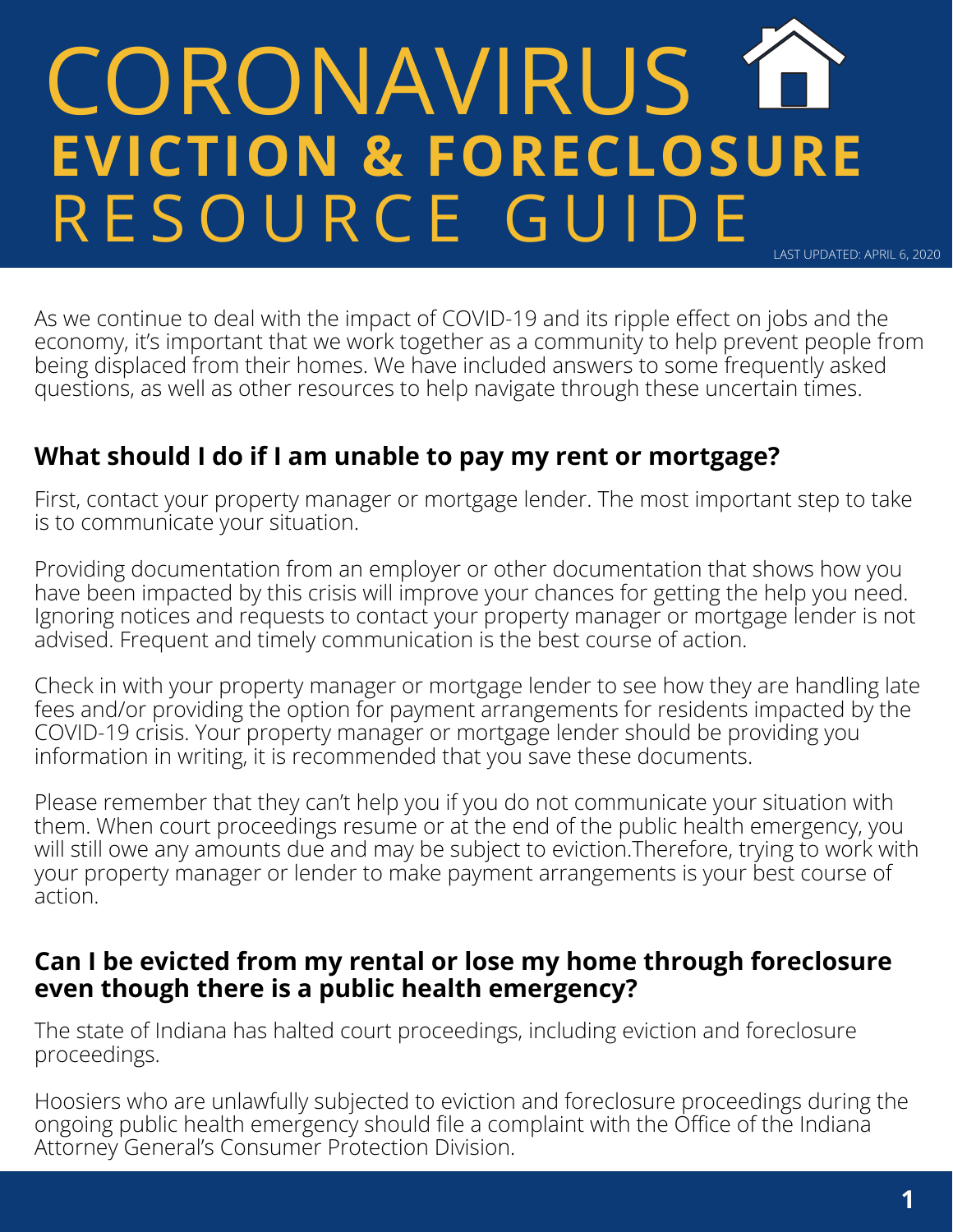# CORONAVIRUS EVICTION & FORECLOSURE RESOURCE GUIDE

LAST UPDATED: APRIL 6, 2020

As we continue to deal with the impact of COVID-19 and its ripple effect on jobs and the economy, it's important that we work together as a community to help prevent people from being displaced from their homes. We have included answers to some frequently asked questions, as well as other resources to help navigate through these uncertain times.

## What should I do if I am unable to pay my rent or mortgage?

First, contact your property manager or mortgage lender. The most important step to take is to communicate your situation.

Providing documentation from an employer or other documentation that shows how you have been impacted by this crisis will improve your chances for getting the help you need. Ignoring notices and requests to contact your property manager or mortgage lender is not advised. Frequent and timely communication is the best course of action.

Check in with your property manager or mortgage lender to see how they are handling late fees and/or providing the option for payment arrangements for residents impacted by the COVID-19 crisis. Your property manager or mortgage lender should be providing you information in writing, it is recommended that you save these documents.

Please remember that they can't help you if you do not communicate your situation with them. When court proceedings resume or at the end of the public health emergency, you will still owe any amounts due and may be subject to eviction.Therefore, trying to work with your property manager or lender to make payment arrangements is your best course of action.

## Can I be evicted from my rental or lose my home through foreclosure even though there is a public health emergency?

The state of Indiana has halted court proceedings, including eviction and foreclosure proceedings.

Hoosiers who are unlawfully subjected to eviction and foreclosure proceedings during the ongoing public health emergency should file a complaint with the Office of the Indiana Attorney General's Consumer Protection Division.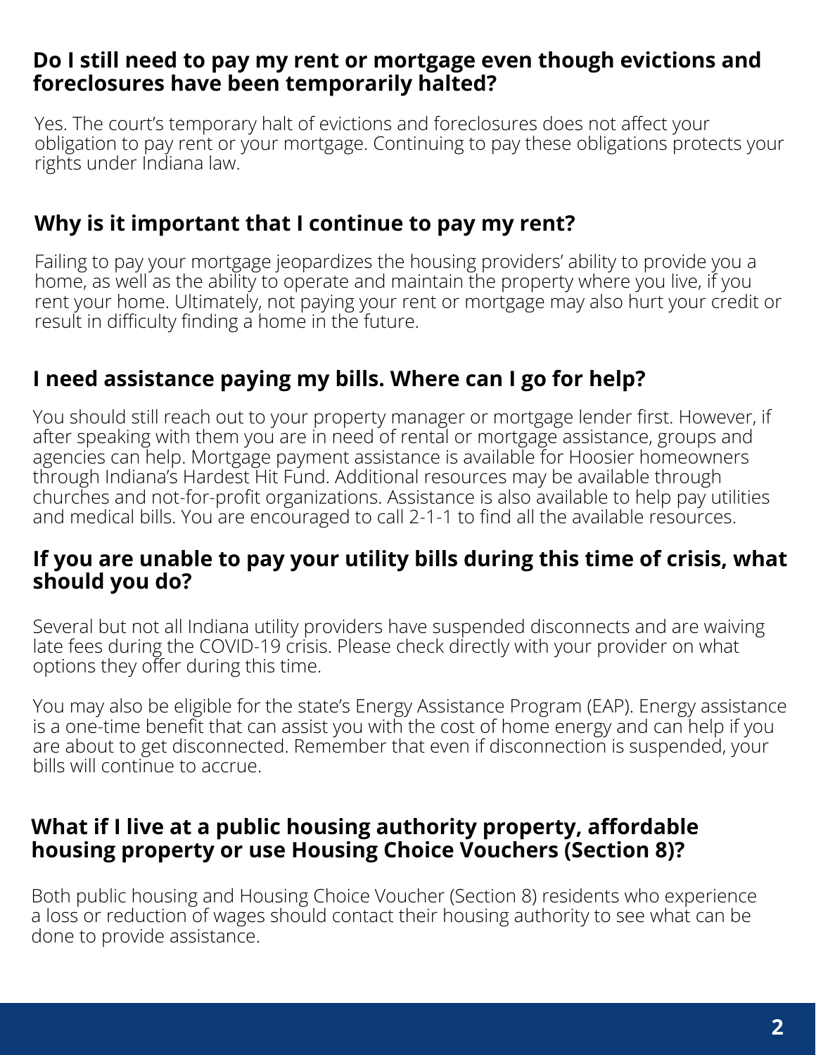## Do I still need to pay my rent or mortgage even though evictions and foreclosures have been temporarily halted?

Yes. The court's temporary halt of evictions and foreclosures does not affect your obligation to pay rent or your mortgage. Continuing to pay these obligations protects your rights under Indiana law.

## Why is it important that I continue to pay my rent?

Failing to pay your mortgage jeopardizes the housing providers' ability to provide you a home, as well as the ability to operate and maintain the property where you live, if you rent your home. Ultimately, not paying your rent or mortgage may also hurt your credit or result in difficulty finding a home in the future.

## I need assistance paying my bills. Where can I go for help?

You should still reach out to your property manager or mortgage lender first. However, if after speaking with them you are in need of rental or mortgage assistance, groups and agencies can help. Mortgage payment assistance is available for Hoosier homeowners through Indiana's Hardest Hit Fund. Additional resources may be available through churches and not-for-profit organizations. Assistance is also available to help pay utilities and medical bills. You are encouraged to call 2-1-1 to find all the available resources.

## If you are unable to pay your utility bills during this time of crisis, what should you do?

Several but not all Indiana utility providers have suspended disconnects and are waiving late fees during the COVID-19 crisis. Please check directly with your provider on what options they offer during this time.

You may also be eligible for the state's Energy Assistance Program (EAP). Energy assistance is a one-time benefit that can assist you with the cost of home energy and can help if you are about to get disconnected. Remember that even if disconnection is suspended, your bills will continue to accrue.

## What if I live at a public housing authority property, affordable housing property or use Housing Choice Vouchers (Section 8)?

Both public housing and Housing Choice Voucher (Section 8) residents who experience a loss or reduction of wages should contact their housing authority to see what can be done to provide assistance.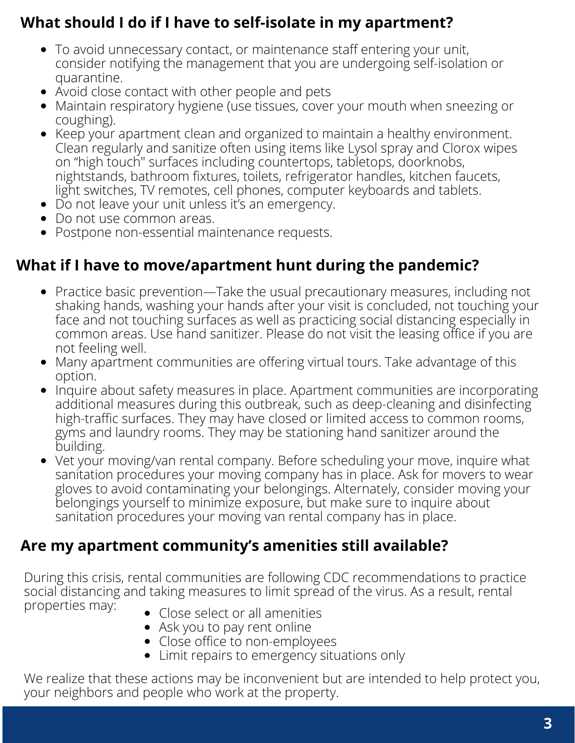## What should I do if I have to self-isolate in my apartment?

- To avoid unnecessary contact, or maintenance staff entering your unit, consider notifying the management that you are undergoing self-isolation or quarantine.
- Avoid close contact with other people and pets
- Maintain respiratory hygiene (use tissues, cover your mouth when sneezing or coughing).
- Keep your apartment clean and organized to maintain a healthy environment. Clean regularly and sanitize often using items like Lysol spray and Clorox wipes on “high touch" surfaces including countertops, tabletops, doorknobs, nightstands, bathroom fixtures, toilets, refrigerator handles, kitchen faucets, light switches, TV remotes, cell phones, computer keyboards and tablets.
- Do not leave your unit unless it’s an emergency.
- Do not use common areas.
- Postpone non-essential maintenance requests.

## What if I have to move/apartment hunt during the pandemic?

- Practice basic prevention—Take the usual precautionary measures, including not shaking hands, washing your hands after your visit is concluded, not touching your face and not touching surfaces as well as practicing social distancing especially in common areas. Use hand sanitizer. Please do not visit the leasing office if you are not feeling well.
- Many apartment communities are offering virtual tours. Take advantage of this option.
- Inquire about safety measures in place. Apartment communities are incorporating additional measures during this outbreak, such as deep-cleaning and disinfecting high-traffic surfaces. They may have closed or limited access to common rooms, gyms and laundry rooms. They may be stationing hand sanitizer around the building.
- Vet your moving/van rental company. Before scheduling your move, inquire what sanitation procedures your moving company has in place. Ask for movers to wear gloves to avoid contaminating your belongings. Alternately, consider moving your belongings yourself to minimize exposure, but make sure to inquire about sanitation procedures your moving van rental company has in place.

## Are my apartment community’s amenities still available?

During this crisis, rental communities are following CDC recommendations to practice social distancing and taking measures to limit spread of the virus. As a result, rental properties may:

- Close select or all amenities
- Ask you to pay rent online
- Close office to non-employees
- Limit repairs to emergency situations only

We realize that these actions may be inconvenient but are intended to help protect you, your neighbors and people who work at the property.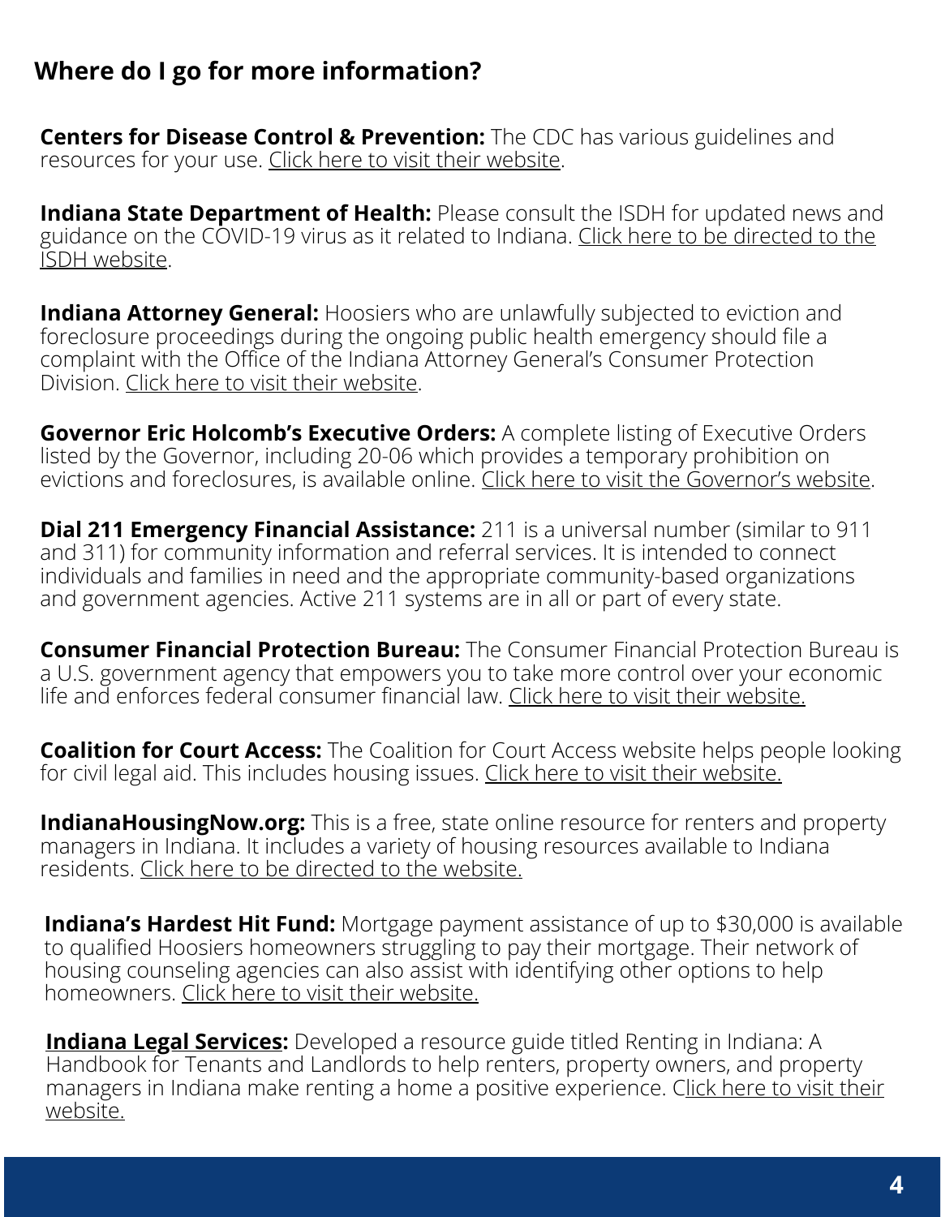## Where do I go for more information?

**Centers for Disease Control & Prevention:** The CDC has various guidelines and resources for your use. Click here to visit their website.

**Indiana State Department of Health:** Please consult the ISDH for updated news and guidance on the COVID-19 virus as it related to Indiana. Click here to be directed to the ISDH website.

**Indiana Attorney General:** Hoosiers who are unlawfully subjected to eviction and foreclosure proceedings during the ongoing public health emergency should file a complaint with the Office of the Indiana Attorney General's Consumer Protection Division. Click here to visit their website.

**Governor Eric Holcomb's Executive Orders:** A complete listing of Executive Orders listed by the Governor, including 20-06 which provides a temporary prohibition on evictions and foreclosures, is available online. Click here to visit the Governor's website.

**Dial 211 Emergency Financial Assistance:** 211 is a universal number (similar to 911 and 311) for community information and referral services. It is intended to connect individuals and families in need and the appropriate community-based organizations and government agencies. Active 211 systems are in all or part of every state.

**Consumer Financial Protection Bureau:** The Consumer Financial Protection Bureau is a U.S. government agency that empowers you to take more control over your economic life and enforces federal consumer financial law. Click here to visit their website.

**Coalition for Court Access:** The Coalition for Court Access website helps people looking for civil legal aid. This includes housing issues. Click here to visit their website.

**IndianaHousingNow.org:** This is a free, state online resource for renters and property managers in Indiana. It includes a variety of housing resources available to Indiana residents. Click here to be directed to the website.

**Indiana's Hardest Hit Fund:** Mortgage payment assistance of up to $30,000 is available to qualified Hoosiers homeowners struggling to pay their mortgage. Their network of housing counseling agencies can also assist with identifying other options to help homeowners. Click here to visit their website.

**Indiana Legal Services:** Developed a resource guide titled Renting in Indiana: A Handbook for Tenants and Landlords to help renters, property owners, and property managers in Indiana make renting a home a positive experience. Click here to visit their website.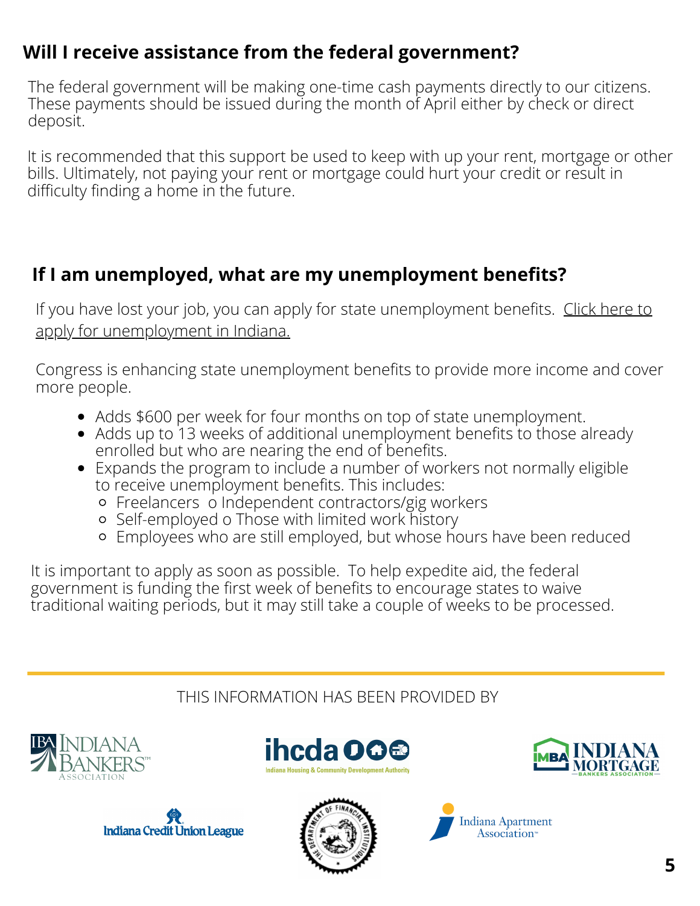## Will I receive assistance from the federal government?

The federal government will be making one-time cash payments directly to our citizens. These payments should be issued during the month of April either by check or direct deposit.

It is recommended that this support be used to keep with up your rent, mortgage or other bills. Ultimately, not paying your rent or mortgage could hurt your credit or result in difficulty finding a home in the future.

## If I am unemployed, what are my unemployment benefits?

If you have lost your job, you can apply for state unemployment benefits. Click here to apply for unemployment in Indiana.

Congress is enhancing state unemployment benefits to provide more income and cover more people.

- Adds $600 per week for four months on top of state unemployment.
- Adds up to 13 weeks of additional unemployment benefits to those already enrolled but who are nearing the end of benefits.
- Expands the program to include a number of workers not normally eligible to receive unemployment benefits. This includes:
  - Freelancers o Independent contractors/gig workers
  - Self-employed o Those with limited work history
  - Employees who are still employed, but whose hours have been reduced

It is important to apply as soon as possible. To help expedite aid, the federal government is funding the first week of benefits to encourage states to waive traditional waiting periods, but it may still take a couple of weeks to be processed.

THIS INFORMATION HAS BEEN PROVIDED BY

Indiana Bankers Association

ihcda Indiana Housing & Community Development Authority

Indiana Mortgage Bankers Association

Indiana Credit Union League

The Department of Financial Institutions

Indiana Apartment Association